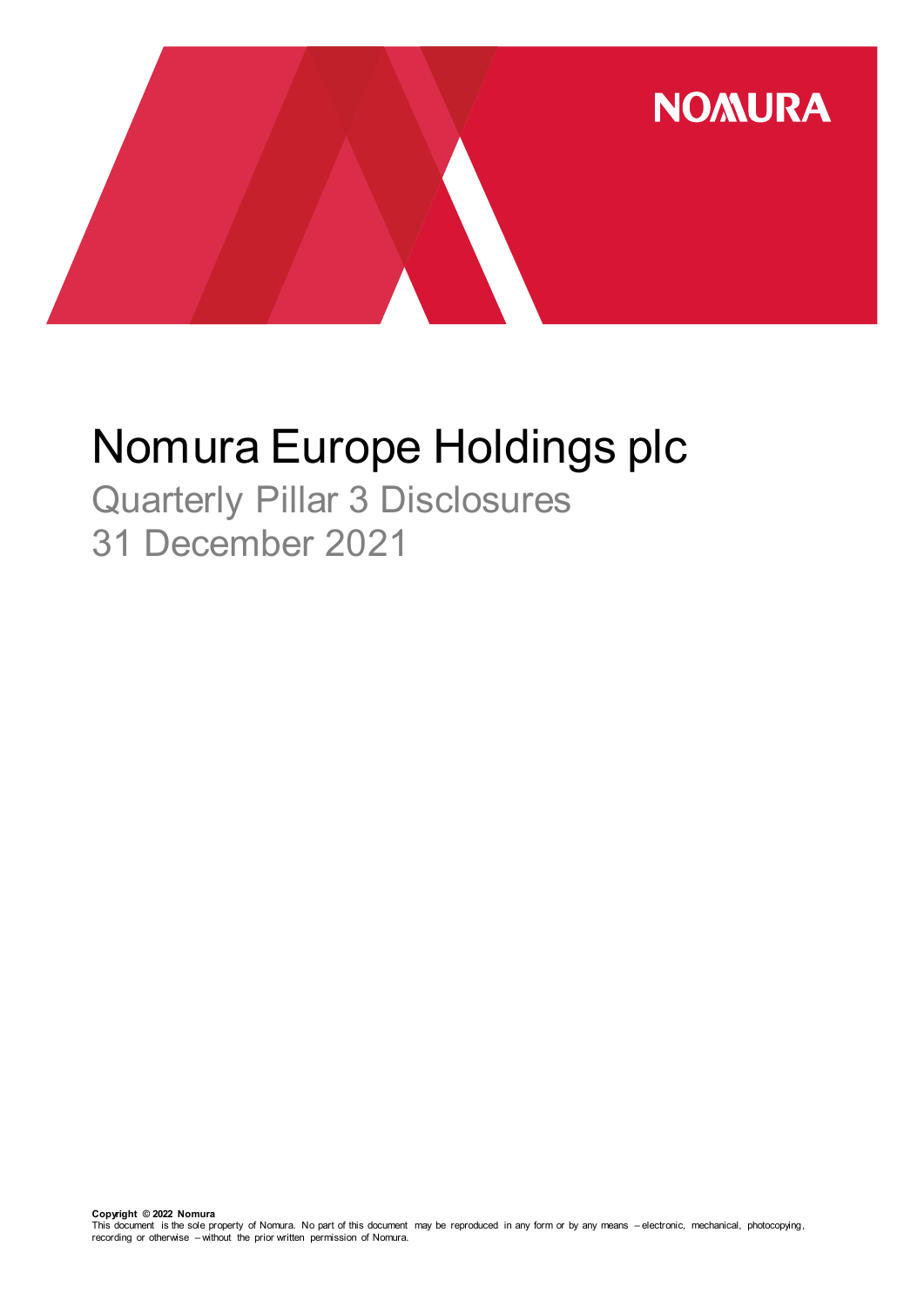NOMURA

# Nomura Europe Holdings plc

## Quarterly Pillar 3 Disclosures
## 31 December 2021

**Copyright © 2022 Nomura**
This document is the sole property of Nomura. No part of this document may be reproduced in any form or by any means – electronic, mechanical, photocopying, recording or otherwise – without the prior written permission of Nomura.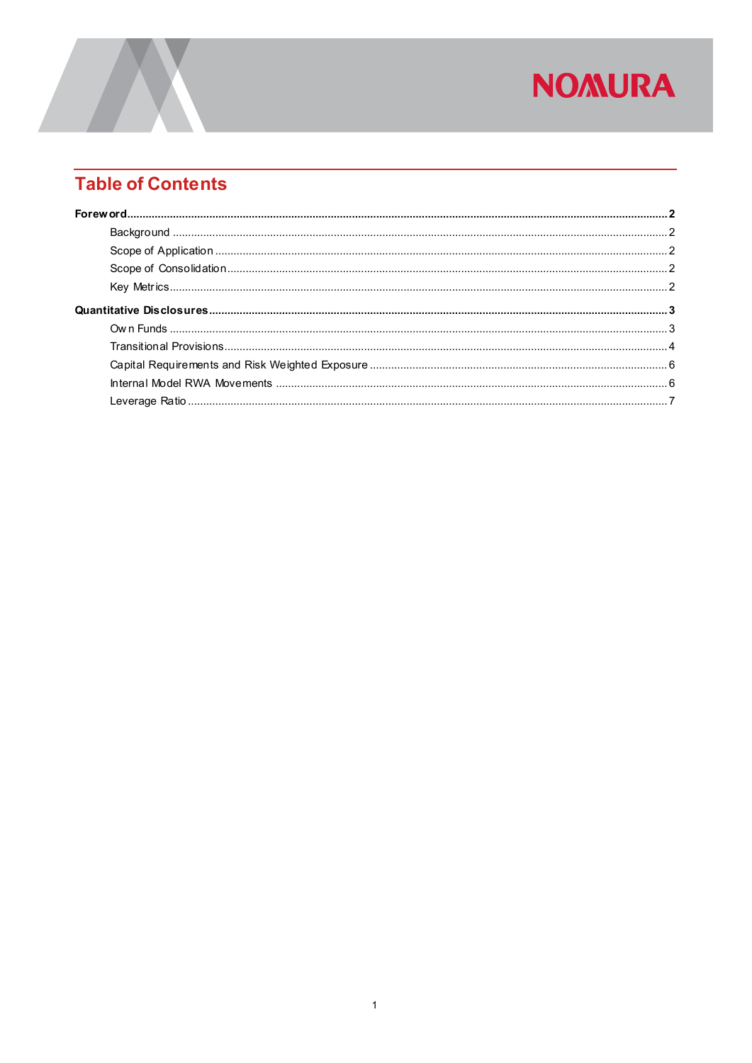## Table of Contents

**Foreword** ..... **2**

- Background ..... 2
- Scope of Application ..... 2
- Scope of Consolidation ..... 2
- Key Metrics ..... 2

**Quantitative Disclosures** ..... **3**

- Own Funds ..... 3
- Transitional Provisions ..... 4
- Capital Requirements and Risk Weighted Exposure ..... 6
- Internal Model RWA Movements ..... 6
- Leverage Ratio ..... 7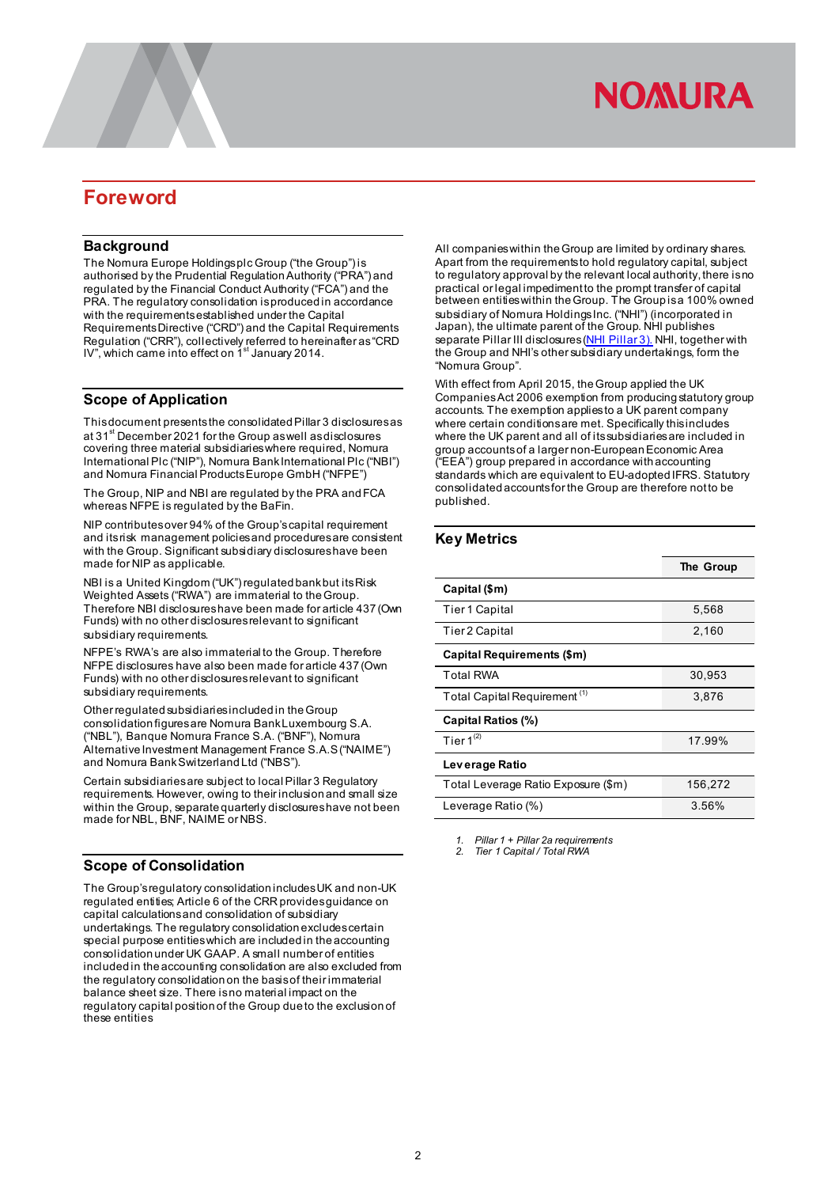# Foreword

## Background

The Nomura Europe Holdings plc Group ("the Group") is authorised by the Prudential Regulation Authority ("PRA") and regulated by the Financial Conduct Authority ("FCA") and the PRA. The regulatory consolidation is produced in accordance with the requirements established under the Capital Requirements Directive ("CRD") and the Capital Requirements Regulation ("CRR"), collectively referred to hereinafter as "CRD IV", which came into effect on 1st January 2014.

## Scope of Application

This document presents the consolidated Pillar 3 disclosures as at 31st December 2021 for the Group as well as disclosures covering three material subsidiaries where required, Nomura International Plc ("NIP"), Nomura Bank International Plc ("NBI") and Nomura Financial Products Europe GmbH ("NFPE")

The Group, NIP and NBI are regulated by the PRA and FCA whereas NFPE is regulated by the BaFin.

NIP contributes over 94% of the Group's capital requirement and its risk management policies and procedures are consistent with the Group. Significant subsidiary disclosures have been made for NIP as applicable.

NBI is a United Kingdom ("UK") regulated bank but its Risk Weighted Assets ("RWA") are immaterial to the Group. Therefore NBI disclosures have been made for article 437 (Own Funds) with no other disclosures relevant to significant subsidiary requirements.

NFPE's RWA's are also immaterial to the Group. Therefore NFPE disclosures have also been made for article 437 (Own Funds) with no other disclosures relevant to significant subsidiary requirements.

Other regulated subsidiaries included in the Group consolidation figures are Nomura Bank Luxembourg S.A. ("NBL"), Banque Nomura France S.A. ("BNF"), Nomura Alternative Investment Management France S.A.S ("NAIME") and Nomura Bank Switzerland Ltd ("NBS").

Certain subsidiaries are subject to local Pillar 3 Regulatory requirements. However, owing to their inclusion and small size within the Group, separate quarterly disclosures have not been made for NBL, BNF, NAIME or NBS.

## Scope of Consolidation

The Group's regulatory consolidation includes UK and non-UK regulated entities; Article 6 of the CRR provides guidance on capital calculations and consolidation of subsidiary undertakings. The regulatory consolidation excludes certain special purpose entities which are included in the accounting consolidation under UK GAAP. A small number of entities included in the accounting consolidation are also excluded from the regulatory consolidation on the basis of their immaterial balance sheet size. There is no material impact on the regulatory capital position of the Group due to the exclusion of these entities

All companies within the Group are limited by ordinary shares. Apart from the requirements to hold regulatory capital, subject to regulatory approval by the relevant local authority, there is no practical or legal impediment to the prompt transfer of capital between entities within the Group. The Group is a 100% owned subsidiary of Nomura Holdings Inc. ("NHI") (incorporated in Japan), the ultimate parent of the Group. NHI publishes separate Pillar III disclosures (NHI Pillar 3). NHI, together with the Group and NHI's other subsidiary undertakings, form the "Nomura Group".

With effect from April 2015, the Group applied the UK Companies Act 2006 exemption from producing statutory group accounts. The exemption applies to a UK parent company where certain conditions are met. Specifically this includes where the UK parent and all of its subsidiaries are included in group accounts of a larger non-European Economic Area ("EEA") group prepared in accordance with accounting standards which are equivalent to EU-adopted IFRS. Statutory consolidated accounts for the Group are therefore not to be published.

## Key Metrics

| | The Group |
|---|---|
| **Capital ($m)** | |
| Tier 1 Capital | 5,568 |
| Tier 2 Capital | 2,160 |
| **Capital Requirements ($m)** | |
| Total RWA | 30,953 |
| Total Capital Requirement (1) | 3,876 |
| **Capital Ratios (%)** | |
| Tier 1 (2) | 17.99% |
| **Leverage Ratio** | |
| Total Leverage Ratio Exposure ($m) | 156,272 |
| Leverage Ratio (%) | 3.56% |

1. *Pillar 1 + Pillar 2a requirements*
2. *Tier 1 Capital / Total RWA*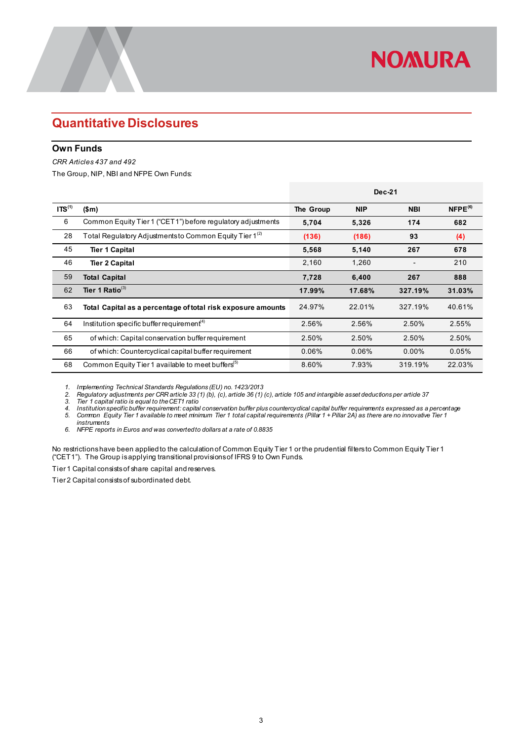## Quantitative Disclosures

### Own Funds

*CRR Articles 437 and 492*

The Group, NIP, NBI and NFPE Own Funds:

| | | Dec-21 | | | |
|---|---|---|---|---|---|
| ITS[1] | ($m) | The Group | NIP | NBI | NFPE[6] |
| 6 | Common Equity Tier 1 ("CET1") before regulatory adjustments | **5,704** | **5,326** | **174** | **682** |
| 28 | Total Regulatory Adjustments to Common Equity Tier 1[2] | **(136)** | **(186)** | **93** | **(4)** |
| 45 | **Tier 1 Capital** | **5,568** | **5,140** | **267** | **678** |
| 46 | **Tier 2 Capital** | 2,160 | 1,260 | - | 210 |
| 59 | **Total Capital** | **7,728** | **6,400** | **267** | **888** |
| 62 | **Tier 1 Ratio**[3] | **17.99%** | **17.68%** | **327.19%** | **31.03%** |
| 63 | **Total Capital as a percentage of total risk exposure amounts** | 24.97% | 22.01% | 327.19% | 40.61% |
| 64 | Institution specific buffer requirement[4] | 2.56% | 2.56% | 2.50% | 2.55% |
| 65 | of which: Capital conservation buffer requirement | 2.50% | 2.50% | 2.50% | 2.50% |
| 66 | of which: Countercyclical capital buffer requirement | 0.06% | 0.06% | 0.00% | 0.05% |
| 68 | Common Equity Tier 1 available to meet buffers[5] | 8.60% | 7.93% | 319.19% | 22.03% |

1. *Implementing Technical Standards Regulations (EU) no. 1423/2013*
2. *Regulatory adjustments per CRR article 33 (1) (b), (c), article 36 (1) (c), article 105 and intangible asset deductions per article 37*
3. *Tier 1 capital ratio is equal to the CET1 ratio*
4. *Institution specific buffer requirement: capital conservation buffer plus countercyclical capital buffer requirements expressed as a percentage*
5. *Common Equity Tier 1 available to meet minimum Tier 1 total capital requirements (Pillar 1 + Pillar 2A) as there are no innovative Tier 1 instruments*
6. *NFPE reports in Euros and was converted to dollars at a rate of 0.8835*

No restrictions have been applied to the calculation of Common Equity Tier 1 or the prudential filters to Common Equity Tier 1 ("CET1"). The Group is applying transitional provisions of IFRS 9 to Own Funds.

Tier 1 Capital consists of share capital and reserves.

Tier 2 Capital consists of subordinated debt.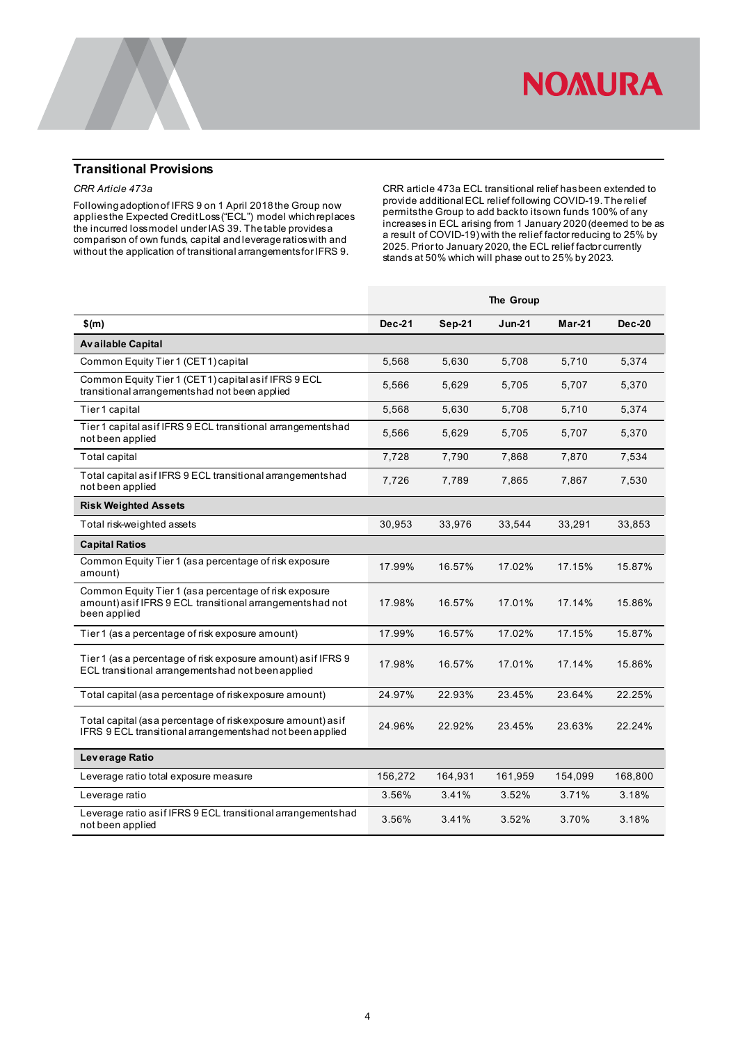## Transitional Provisions

*CRR Article 473a*

Following adoption of IFRS 9 on 1 April 2018 the Group now applies the Expected Credit Loss ("ECL") model which replaces the incurred loss model under IAS 39. The table provides a comparison of own funds, capital and leverage ratios with and without the application of transitional arrangements for IFRS 9.

CRR article 473a ECL transitional relief has been extended to provide additional ECL relief following COVID-19. The relief permits the Group to add back to its own funds 100% of any increases in ECL arising from 1 January 2020 (deemed to be as a result of COVID-19) with the relief factor reducing to 25% by 2025. Prior to January 2020, the ECL relief factor currently stands at 50% which will phase out to 25% by 2023.

| | The Group | | | | |
|---|---|---|---|---|---|
| **$(m)** | **Dec-21** | **Sep-21** | **Jun-21** | **Mar-21** | **Dec-20** |
| **Available Capital** | | | | | |
| Common Equity Tier 1 (CET1) capital | 5,568 | 5,630 | 5,708 | 5,710 | 5,374 |
| Common Equity Tier 1 (CET1) capital as if IFRS 9 ECL transitional arrangements had not been applied | 5,566 | 5,629 | 5,705 | 5,707 | 5,370 |
| Tier 1 capital | 5,568 | 5,630 | 5,708 | 5,710 | 5,374 |
| Tier 1 capital as if IFRS 9 ECL transitional arrangements had not been applied | 5,566 | 5,629 | 5,705 | 5,707 | 5,370 |
| Total capital | 7,728 | 7,790 | 7,868 | 7,870 | 7,534 |
| Total capital as if IFRS 9 ECL transitional arrangements had not been applied | 7,726 | 7,789 | 7,865 | 7,867 | 7,530 |
| **Risk Weighted Assets** | | | | | |
| Total risk-weighted assets | 30,953 | 33,976 | 33,544 | 33,291 | 33,853 |
| **Capital Ratios** | | | | | |
| Common Equity Tier 1 (as a percentage of risk exposure amount) | 17.99% | 16.57% | 17.02% | 17.15% | 15.87% |
| Common Equity Tier 1 (as a percentage of risk exposure amount) as if IFRS 9 ECL transitional arrangements had not been applied | 17.98% | 16.57% | 17.01% | 17.14% | 15.86% |
| Tier 1 (as a percentage of risk exposure amount) | 17.99% | 16.57% | 17.02% | 17.15% | 15.87% |
| Tier 1 (as a percentage of risk exposure amount) as if IFRS 9 ECL transitional arrangements had not been applied | 17.98% | 16.57% | 17.01% | 17.14% | 15.86% |
| Total capital (as a percentage of risk exposure amount) | 24.97% | 22.93% | 23.45% | 23.64% | 22.25% |
| Total capital (as a percentage of risk exposure amount) as if IFRS 9 ECL transitional arrangements had not been applied | 24.96% | 22.92% | 23.45% | 23.63% | 22.24% |
| **Leverage Ratio** | | | | | |
| Leverage ratio total exposure measure | 156,272 | 164,931 | 161,959 | 154,099 | 168,800 |
| Leverage ratio | 3.56% | 3.41% | 3.52% | 3.71% | 3.18% |
| Leverage ratio as if IFRS 9 ECL transitional arrangements had not been applied | 3.56% | 3.41% | 3.52% | 3.70% | 3.18% |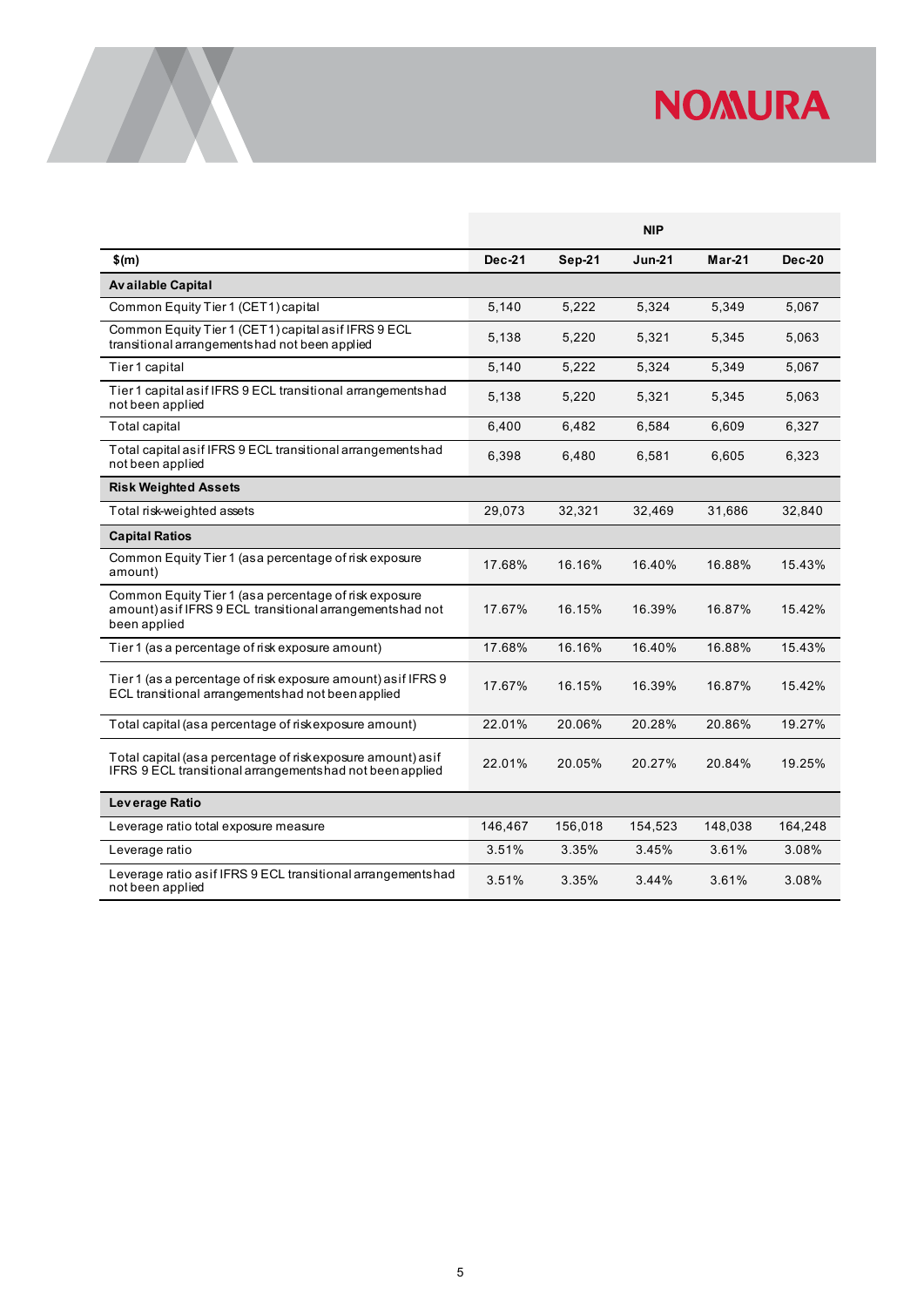| $(m) | NIP | | | | |
|---|---|---|---|---|---|
| | Dec-21 | Sep-21 | Jun-21 | Mar-21 | Dec-20 |
| **Available Capital** | | | | | |
| Common Equity Tier 1 (CET1) capital | 5,140 | 5,222 | 5,324 | 5,349 | 5,067 |
| Common Equity Tier 1 (CET1) capital as if IFRS 9 ECL transitional arrangements had not been applied | 5,138 | 5,220 | 5,321 | 5,345 | 5,063 |
| Tier 1 capital | 5,140 | 5,222 | 5,324 | 5,349 | 5,067 |
| Tier 1 capital as if IFRS 9 ECL transitional arrangements had not been applied | 5,138 | 5,220 | 5,321 | 5,345 | 5,063 |
| Total capital | 6,400 | 6,482 | 6,584 | 6,609 | 6,327 |
| Total capital as if IFRS 9 ECL transitional arrangements had not been applied | 6,398 | 6,480 | 6,581 | 6,605 | 6,323 |
| **Risk Weighted Assets** | | | | | |
| Total risk-weighted assets | 29,073 | 32,321 | 32,469 | 31,686 | 32,840 |
| **Capital Ratios** | | | | | |
| Common Equity Tier 1 (as a percentage of risk exposure amount) | 17.68% | 16.16% | 16.40% | 16.88% | 15.43% |
| Common Equity Tier 1 (as a percentage of risk exposure amount) as if IFRS 9 ECL transitional arrangements had not been applied | 17.67% | 16.15% | 16.39% | 16.87% | 15.42% |
| Tier 1 (as a percentage of risk exposure amount) | 17.68% | 16.16% | 16.40% | 16.88% | 15.43% |
| Tier 1 (as a percentage of risk exposure amount) as if IFRS 9 ECL transitional arrangements had not been applied | 17.67% | 16.15% | 16.39% | 16.87% | 15.42% |
| Total capital (as a percentage of risk exposure amount) | 22.01% | 20.06% | 20.28% | 20.86% | 19.27% |
| Total capital (as a percentage of risk exposure amount) as if IFRS 9 ECL transitional arrangements had not been applied | 22.01% | 20.05% | 20.27% | 20.84% | 19.25% |
| **Leverage Ratio** | | | | | |
| Leverage ratio total exposure measure | 146,467 | 156,018 | 154,523 | 148,038 | 164,248 |
| Leverage ratio | 3.51% | 3.35% | 3.45% | 3.61% | 3.08% |
| Leverage ratio as if IFRS 9 ECL transitional arrangements had not been applied | 3.51% | 3.35% | 3.44% | 3.61% | 3.08% |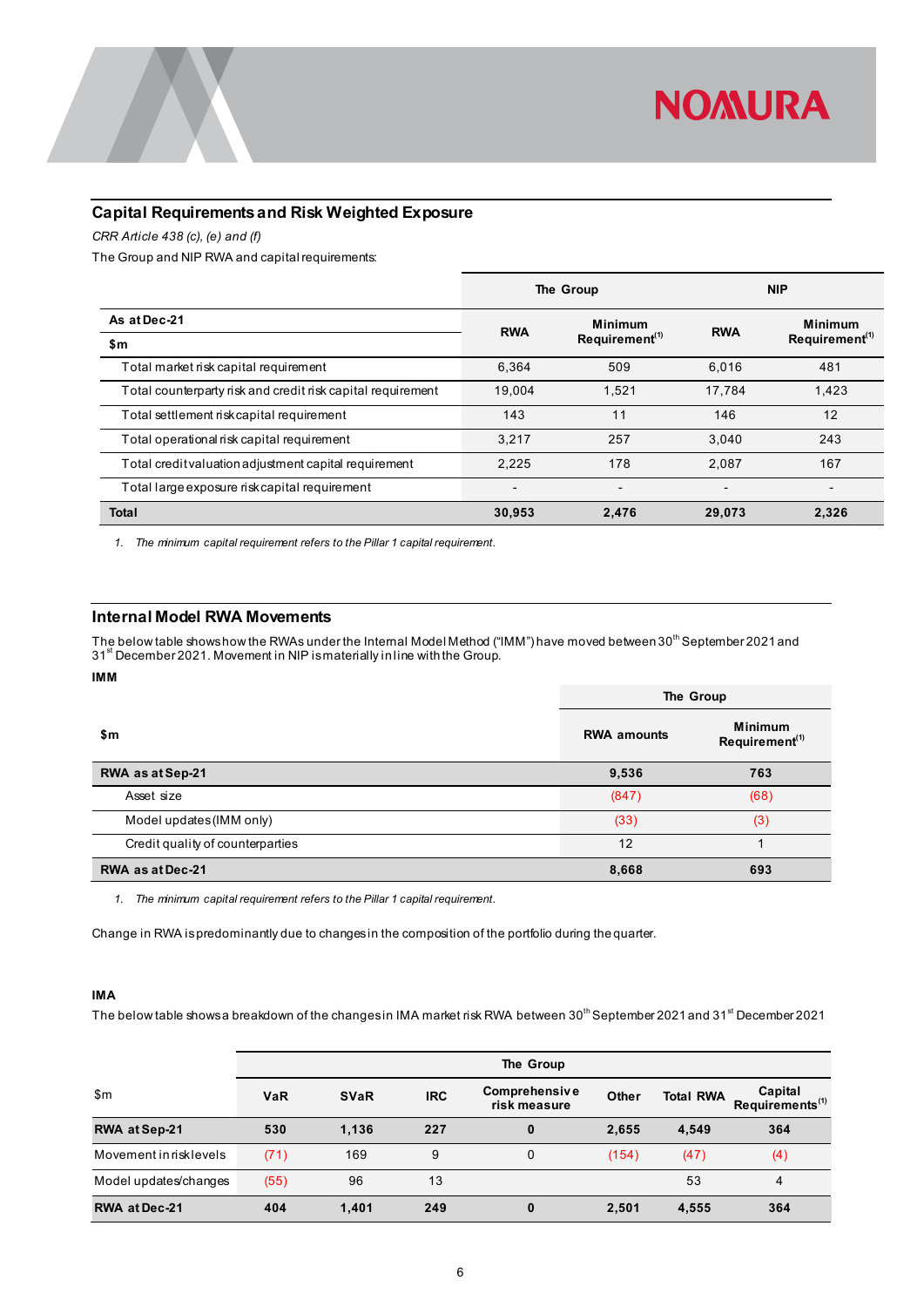## Capital Requirements and Risk Weighted Exposure

*CRR Article 438 (c), (e) and (f)*

The Group and NIP RWA and capital requirements:

| | The Group | | NIP | |
|---|---|---|---|---|
| **As at Dec-21** **$m** | **RWA** | **Minimum Requirement[(1)]** | **RWA** | **Minimum Requirement[(1)]** |
| Total market risk capital requirement | 6,364 | 509 | 6,016 | 481 |
| Total counterparty risk and credit risk capital requirement | 19,004 | 1,521 | 17,784 | 1,423 |
| Total settlement risk capital requirement | 143 | 11 | 146 | 12 |
| Total operational risk capital requirement | 3,217 | 257 | 3,040 | 243 |
| Total credit valuation adjustment capital requirement | 2,225 | 178 | 2,087 | 167 |
| Total large exposure risk capital requirement | - | - | - | - |
| **Total** | **30,953** | **2,476** | **29,073** | **2,326** |

1. *The minimum capital requirement refers to the Pillar 1 capital requirement.*

## Internal Model RWA Movements

The below table shows how the RWAs under the Internal Model Method ("IMM") have moved between 30th September 2021 and 31st December 2021. Movement in NIP is materially in line with the Group.

**IMM**

| | The Group | |
|---|---|---|
| **$m** | **RWA amounts** | **Minimum Requirement[(1)]** |
| **RWA as at Sep-21** | **9,536** | **763** |
| Asset size | (847) | (68) |
| Model updates (IMM only) | (33) | (3) |
| Credit quality of counterparties | 12 | 1 |
| **RWA as at Dec-21** | **8,668** | **693** |

1. *The minimum capital requirement refers to the Pillar 1 capital requirement.*

Change in RWA is predominantly due to changes in the composition of the portfolio during the quarter.

**IMA**

The below table shows a breakdown of the changes in IMA market risk RWA between 30th September 2021 and 31st December 2021

| | The Group | | | | | | |
|---|---|---|---|---|---|---|---|
| $m | **VaR** | **SVaR** | **IRC** | **Comprehensive risk measure** | **Other** | **Total RWA** | **Capital Requirements[(1)]** |
| **RWA at Sep-21** | **530** | **1,136** | **227** | **0** | **2,655** | **4,549** | **364** |
| Movement in risk levels | (71) | 169 | 9 | 0 | (154) | (47) | (4) |
| Model updates/changes | (55) | 96 | 13 | | | 53 | 4 |
| **RWA at Dec-21** | **404** | **1,401** | **249** | **0** | **2,501** | **4,555** | **364** |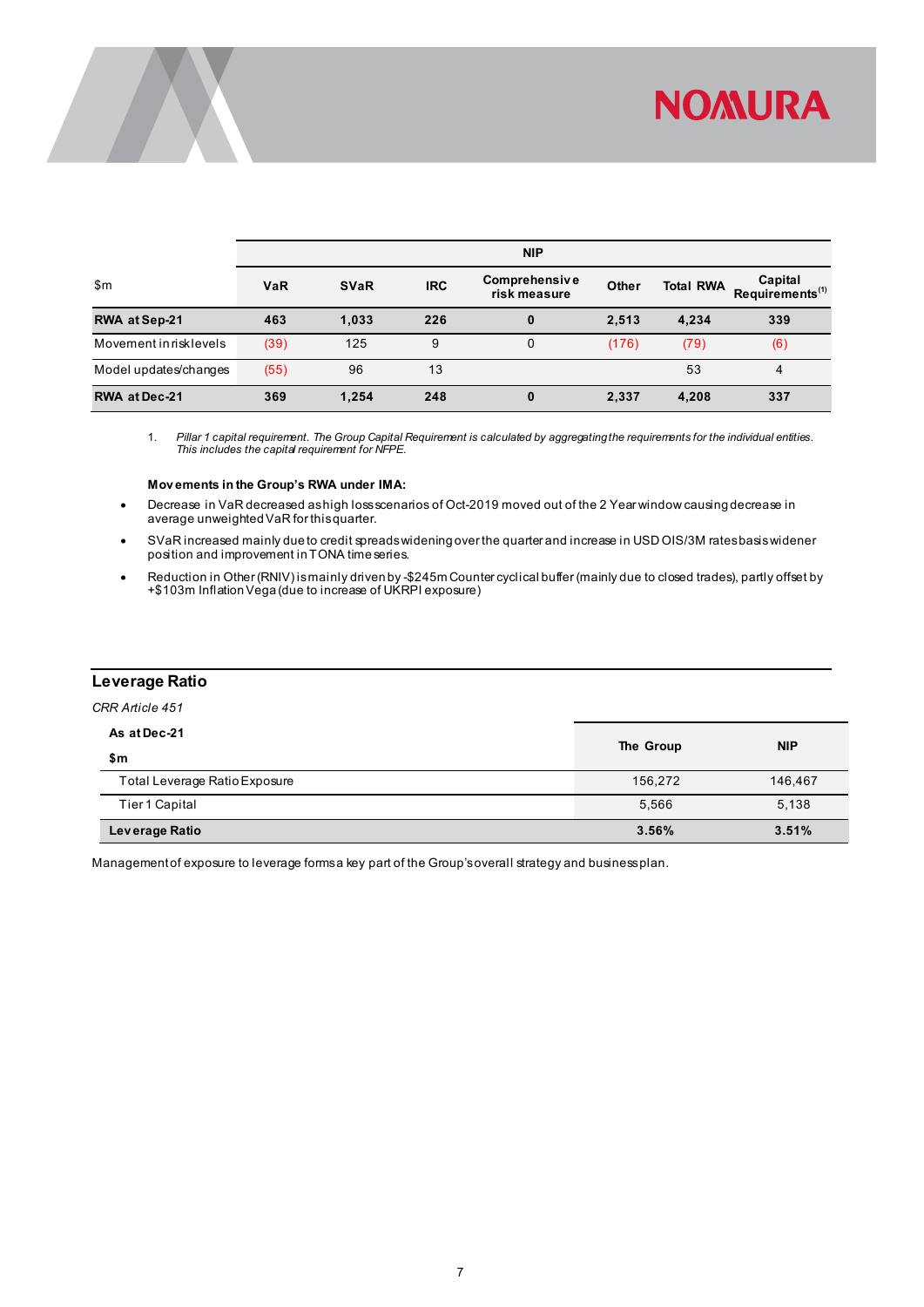| $m | NIP | | | | | | |
|---|---|---|---|---|---|---|---|
| | VaR | SVaR | IRC | Comprehensive risk measure | Other | Total RWA | Capital Requirements[1] |
| **RWA at Sep-21** | **463** | **1,033** | **226** | **0** | **2,513** | **4,234** | **339** |
| Movement in risk levels | (39) | 125 | 9 | 0 | (176) | (79) | (6) |
| Model updates/changes | (55) | 96 | 13 | | | 53 | 4 |
| **RWA at Dec-21** | **369** | **1,254** | **248** | **0** | **2,337** | **4,208** | **337** |

1. *Pillar 1 capital requirement. The Group Capital Requirement is calculated by aggregating the requirements for the individual entities. This includes the capital requirement for NFPE.*

**Movements in the Group's RWA under IMA:**

- Decrease in VaR decreased as high loss scenarios of Oct-2019 moved out of the 2 Year window causing decrease in average unweighted VaR for this quarter.
- SVaR increased mainly due to credit spreads widening over the quarter and increase in USD OIS/3M rates basis widener position and improvement in TONA time series.
- Reduction in Other (RNIV) is mainly driven by -$245m Counter cyclical buffer (mainly due to closed trades), partly offset by +$103m Inflation Vega (due to increase of UKRPI exposure)

## Leverage Ratio

*CRR Article 451*

| As at Dec-21<br>$m | The Group | NIP |
|---|---|---|
| Total Leverage Ratio Exposure | 156,272 | 146,467 |
| Tier 1 Capital | 5,566 | 5,138 |
| **Leverage Ratio** | **3.56%** | **3.51%** |

Management of exposure to leverage forms a key part of the Group's overall strategy and business plan.